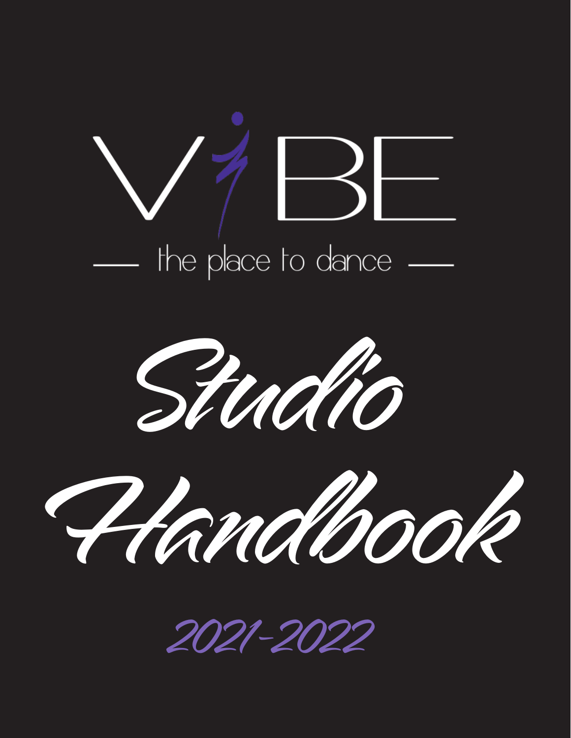# VIBE

— the place to dance —

# Studio Handbook

2021-2022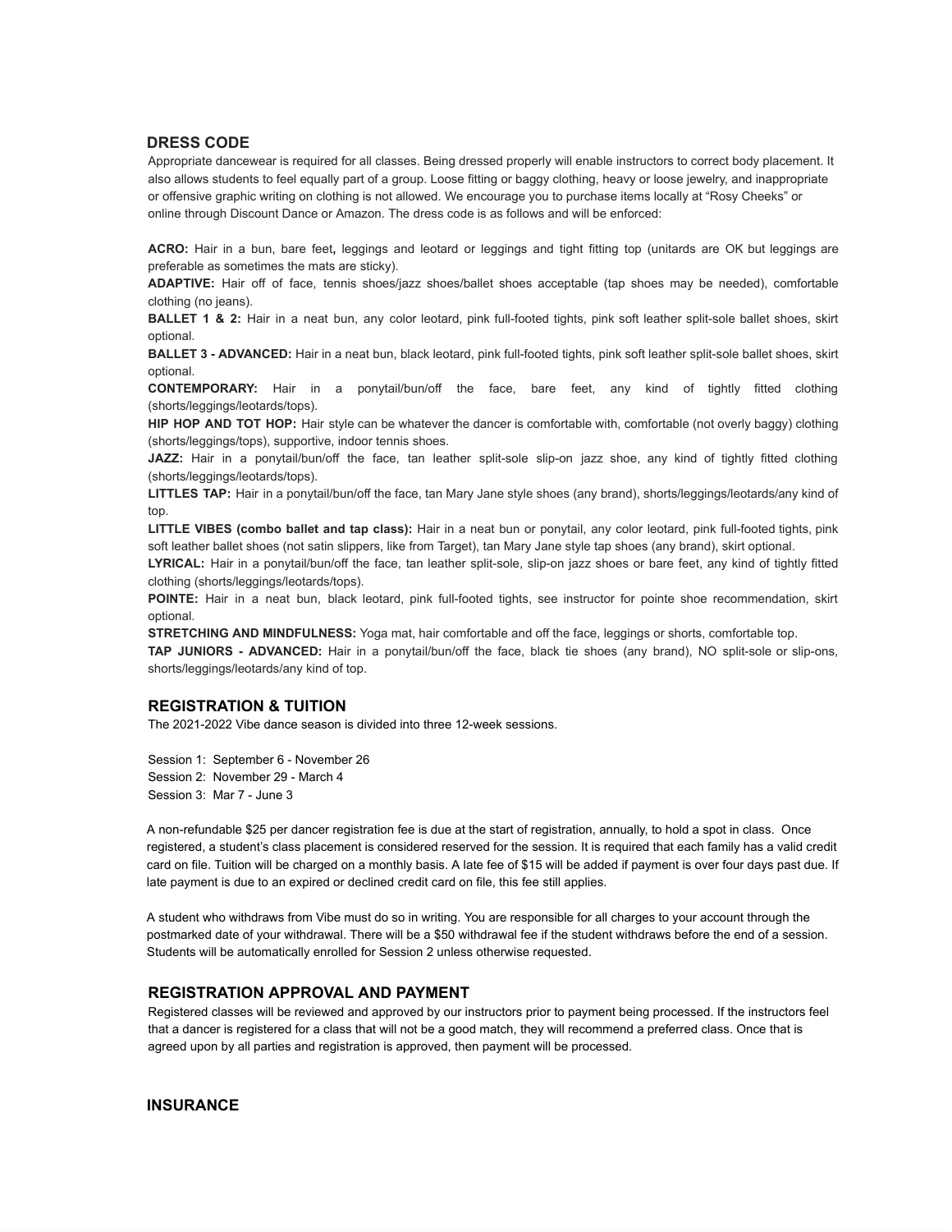## DRESS CODE

Appropriate dancewear is required for all classes. Being dressed properly will enable instructors to correct body placement. It also allows students to feel equally part of a group. Loose fitting or baggy clothing, heavy or loose jewelry, and inappropriate or offensive graphic writing on clothing is not allowed. We encourage you to purchase items locally at "Rosy Cheeks" or online through Discount Dance or Amazon. The dress code is as follows and will be enforced:

**ACRO:** Hair in a bun, bare feet**,** leggings and leotard or leggings and tight fitting top (unitards are OK but leggings are preferable as sometimes the mats are sticky).

**ADAPTIVE:** Hair off of face, tennis shoes/jazz shoes/ballet shoes acceptable (tap shoes may be needed), comfortable clothing (no jeans).

**BALLET 1 & 2:** Hair in a neat bun, any color leotard, pink full-footed tights, pink soft leather split-sole ballet shoes, skirt optional.

**BALLET 3 - ADVANCED:** Hair in a neat bun, black leotard, pink full-footed tights, pink soft leather split-sole ballet shoes, skirt optional.

**CONTEMPORARY:** Hair in a ponytail/bun/off the face, bare feet, any kind of tightly fitted clothing (shorts/leggings/leotards/tops).

**HIP HOP AND TOT HOP:** Hair style can be whatever the dancer is comfortable with, comfortable (not overly baggy) clothing (shorts/leggings/tops), supportive, indoor tennis shoes.

**JAZZ:** Hair in a ponytail/bun/off the face, tan leather split-sole slip-on jazz shoe, any kind of tightly fitted clothing (shorts/leggings/leotards/tops).

**LITTLES TAP:** Hair in a ponytail/bun/off the face, tan Mary Jane style shoes (any brand), shorts/leggings/leotards/any kind of top.

**LITTLE VIBES (combo ballet and tap class):** Hair in a neat bun or ponytail, any color leotard, pink full-footed tights, pink soft leather ballet shoes (not satin slippers, like from Target), tan Mary Jane style tap shoes (any brand), skirt optional.

**LYRICAL:** Hair in a ponytail/bun/off the face, tan leather split-sole, slip-on jazz shoes or bare feet, any kind of tightly fitted clothing (shorts/leggings/leotards/tops).

**POINTE:** Hair in a neat bun, black leotard, pink full-footed tights, see instructor for pointe shoe recommendation, skirt optional.

**STRETCHING AND MINDFULNESS:** Yoga mat, hair comfortable and off the face, leggings or shorts, comfortable top.

**TAP JUNIORS - ADVANCED:** Hair in a ponytail/bun/off the face, black tie shoes (any brand), NO split-sole or slip-ons, shorts/leggings/leotards/any kind of top.

## REGISTRATION & TUITION

The 2021-2022 Vibe dance season is divided into three 12-week sessions.

Session 1: September 6 - November 26
Session 2: November 29 - March 4
Session 3: Mar 7 - June 3

A non-refundable $25 per dancer registration fee is due at the start of registration, annually, to hold a spot in class. Once registered, a student's class placement is considered reserved for the session. It is required that each family has a valid credit card on file. Tuition will be charged on a monthly basis. A late fee of $15 will be added if payment is over four days past due. If late payment is due to an expired or declined credit card on file, this fee still applies.

A student who withdraws from Vibe must do so in writing. You are responsible for all charges to your account through the postmarked date of your withdrawal. There will be a $50 withdrawal fee if the student withdraws before the end of a session. Students will be automatically enrolled for Session 2 unless otherwise requested.

## REGISTRATION APPROVAL AND PAYMENT

Registered classes will be reviewed and approved by our instructors prior to payment being processed. If the instructors feel that a dancer is registered for a class that will not be a good match, they will recommend a preferred class. Once that is agreed upon by all parties and registration is approved, then payment will be processed.

## INSURANCE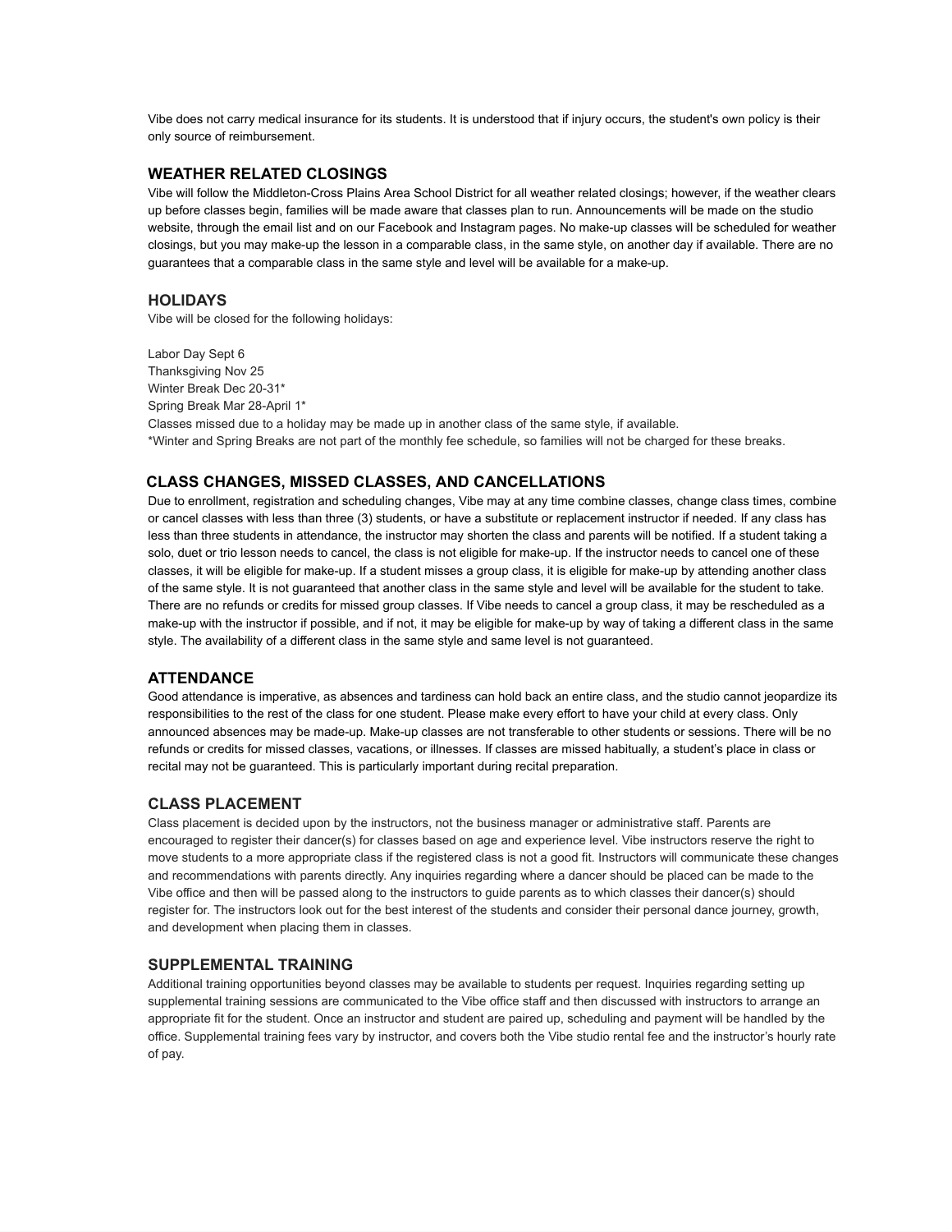Vibe does not carry medical insurance for its students. It is understood that if injury occurs, the student's own policy is their only source of reimbursement.

## WEATHER RELATED CLOSINGS

Vibe will follow the Middleton-Cross Plains Area School District for all weather related closings; however, if the weather clears up before classes begin, families will be made aware that classes plan to run. Announcements will be made on the studio website, through the email list and on our Facebook and Instagram pages. No make-up classes will be scheduled for weather closings, but you may make-up the lesson in a comparable class, in the same style, on another day if available. There are no guarantees that a comparable class in the same style and level will be available for a make-up.

## HOLIDAYS

Vibe will be closed for the following holidays:

Labor Day Sept 6
Thanksgiving Nov 25
Winter Break Dec 20-31*
Spring Break Mar 28-April 1*
Classes missed due to a holiday may be made up in another class of the same style, if available.
*Winter and Spring Breaks are not part of the monthly fee schedule, so families will not be charged for these breaks.

## CLASS CHANGES, MISSED CLASSES, AND CANCELLATIONS

Due to enrollment, registration and scheduling changes, Vibe may at any time combine classes, change class times, combine or cancel classes with less than three (3) students, or have a substitute or replacement instructor if needed. If any class has less than three students in attendance, the instructor may shorten the class and parents will be notified. If a student taking a solo, duet or trio lesson needs to cancel, the class is not eligible for make-up. If the instructor needs to cancel one of these classes, it will be eligible for make-up. If a student misses a group class, it is eligible for make-up by attending another class of the same style. It is not guaranteed that another class in the same style and level will be available for the student to take. There are no refunds or credits for missed group classes. If Vibe needs to cancel a group class, it may be rescheduled as a make-up with the instructor if possible, and if not, it may be eligible for make-up by way of taking a different class in the same style. The availability of a different class in the same style and same level is not guaranteed.

## ATTENDANCE

Good attendance is imperative, as absences and tardiness can hold back an entire class, and the studio cannot jeopardize its responsibilities to the rest of the class for one student. Please make every effort to have your child at every class. Only announced absences may be made-up. Make-up classes are not transferable to other students or sessions. There will be no refunds or credits for missed classes, vacations, or illnesses. If classes are missed habitually, a student's place in class or recital may not be guaranteed. This is particularly important during recital preparation.

## CLASS PLACEMENT

Class placement is decided upon by the instructors, not the business manager or administrative staff. Parents are encouraged to register their dancer(s) for classes based on age and experience level. Vibe instructors reserve the right to move students to a more appropriate class if the registered class is not a good fit. Instructors will communicate these changes and recommendations with parents directly. Any inquiries regarding where a dancer should be placed can be made to the Vibe office and then will be passed along to the instructors to guide parents as to which classes their dancer(s) should register for. The instructors look out for the best interest of the students and consider their personal dance journey, growth, and development when placing them in classes.

## SUPPLEMENTAL TRAINING

Additional training opportunities beyond classes may be available to students per request. Inquiries regarding setting up supplemental training sessions are communicated to the Vibe office staff and then discussed with instructors to arrange an appropriate fit for the student. Once an instructor and student are paired up, scheduling and payment will be handled by the office. Supplemental training fees vary by instructor, and covers both the Vibe studio rental fee and the instructor's hourly rate of pay.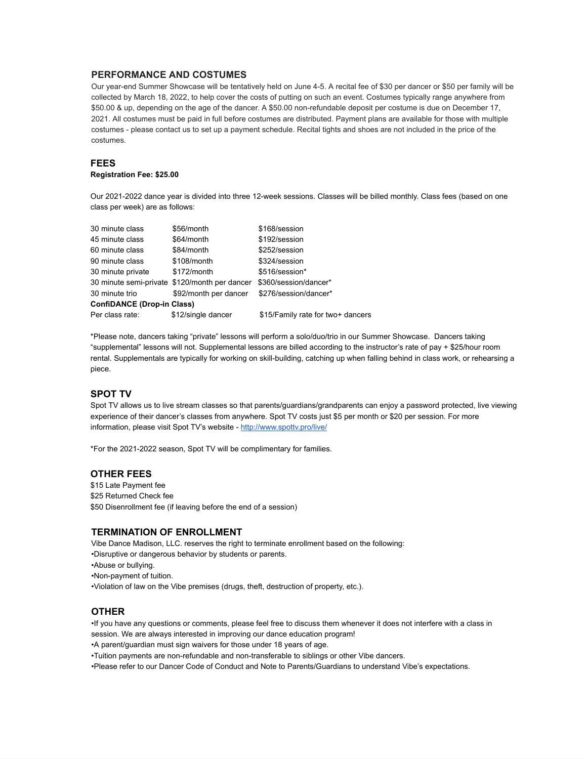## PERFORMANCE AND COSTUMES

Our year-end Summer Showcase will be tentatively held on June 4-5. A recital fee of $30 per dancer or $50 per family will be collected by March 18, 2022, to help cover the costs of putting on such an event. Costumes typically range anywhere from $50.00 & up, depending on the age of the dancer. A $50.00 non-refundable deposit per costume is due on December 17, 2021. All costumes must be paid in full before costumes are distributed. Payment plans are available for those with multiple costumes - please contact us to set up a payment schedule. Recital tights and shoes are not included in the price of the costumes.

## FEES

**Registration Fee: $25.00**

Our 2021-2022 dance year is divided into three 12-week sessions. Classes will be billed monthly. Class fees (based on one class per week) are as follows:

| | | |
|---|---|---|
| 30 minute class | $56/month | $168/session |
| 45 minute class | $64/month | $192/session |
| 60 minute class | $84/month | $252/session |
| 90 minute class | $108/month | $324/session |
| 30 minute private | $172/month | $516/session* |
| 30 minute semi-private | $120/month per dancer | $360/session/dancer* |
| 30 minute trio | $92/month per dancer | $276/session/dancer* |
| **ConfiDANCE (Drop-in Class)** | | |
| Per class rate: | $12/single dancer | $15/Family rate for two+ dancers |

*Please note, dancers taking "private" lessons will perform a solo/duo/trio in our Summer Showcase. Dancers taking "supplemental" lessons will not. Supplemental lessons are billed according to the instructor's rate of pay + $25/hour room rental. Supplementals are typically for working on skill-building, catching up when falling behind in class work, or rehearsing a piece.

## SPOT TV

Spot TV allows us to live stream classes so that parents/guardians/grandparents can enjoy a password protected, live viewing experience of their dancer's classes from anywhere. Spot TV costs just $5 per month or $20 per session. For more information, please visit Spot TV's website - [http://www.spottv.pro/live/](http://www.spottv.pro/live/)

*For the 2021-2022 season, Spot TV will be complimentary for families.

## OTHER FEES

$15 Late Payment fee
$25 Returned Check fee
$50 Disenrollment fee (if leaving before the end of a session)

## TERMINATION OF ENROLLMENT

Vibe Dance Madison, LLC. reserves the right to terminate enrollment based on the following:

- Disruptive or dangerous behavior by students or parents.
- Abuse or bullying.
- Non-payment of tuition.
- Violation of law on the Vibe premises (drugs, theft, destruction of property, etc.).

## OTHER

- If you have any questions or comments, please feel free to discuss them whenever it does not interfere with a class in session. We are always interested in improving our dance education program!
- A parent/guardian must sign waivers for those under 18 years of age.
- Tuition payments are non-refundable and non-transferable to siblings or other Vibe dancers.
- Please refer to our Dancer Code of Conduct and Note to Parents/Guardians to understand Vibe's expectations.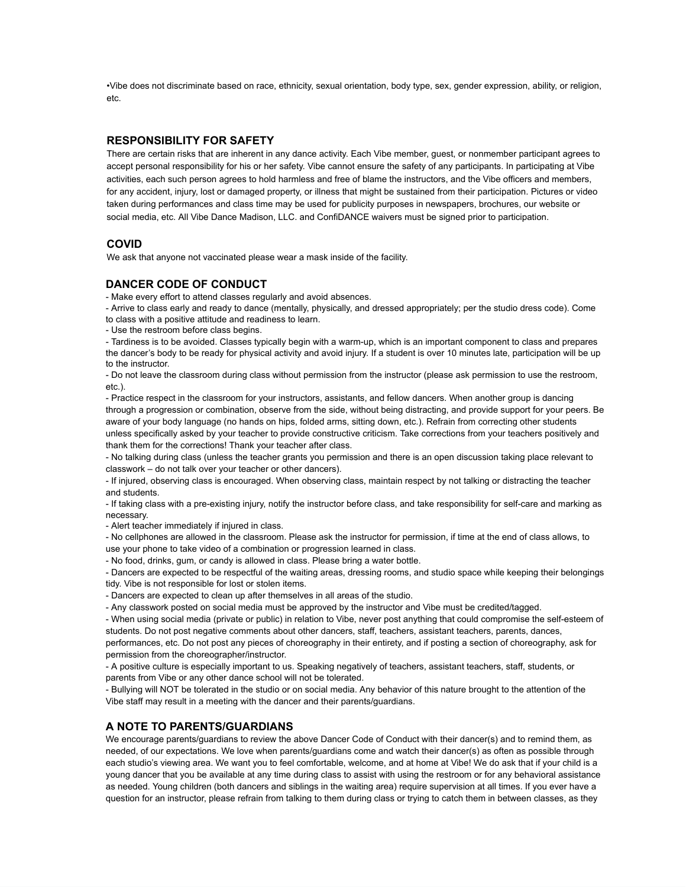•Vibe does not discriminate based on race, ethnicity, sexual orientation, body type, sex, gender expression, ability, or religion, etc.

## RESPONSIBILITY FOR SAFETY

There are certain risks that are inherent in any dance activity. Each Vibe member, guest, or nonmember participant agrees to accept personal responsibility for his or her safety. Vibe cannot ensure the safety of any participants. In participating at Vibe activities, each such person agrees to hold harmless and free of blame the instructors, and the Vibe officers and members, for any accident, injury, lost or damaged property, or illness that might be sustained from their participation. Pictures or video taken during performances and class time may be used for publicity purposes in newspapers, brochures, our website or social media, etc. All Vibe Dance Madison, LLC. and ConfiDANCE waivers must be signed prior to participation.

## COVID

We ask that anyone not vaccinated please wear a mask inside of the facility.

## DANCER CODE OF CONDUCT

- Make every effort to attend classes regularly and avoid absences.
- Arrive to class early and ready to dance (mentally, physically, and dressed appropriately; per the studio dress code). Come to class with a positive attitude and readiness to learn.
- Use the restroom before class begins.
- Tardiness is to be avoided. Classes typically begin with a warm-up, which is an important component to class and prepares the dancer's body to be ready for physical activity and avoid injury. If a student is over 10 minutes late, participation will be up to the instructor.
- Do not leave the classroom during class without permission from the instructor (please ask permission to use the restroom, etc.).
- Practice respect in the classroom for your instructors, assistants, and fellow dancers. When another group is dancing through a progression or combination, observe from the side, without being distracting, and provide support for your peers. Be aware of your body language (no hands on hips, folded arms, sitting down, etc.). Refrain from correcting other students unless specifically asked by your teacher to provide constructive criticism. Take corrections from your teachers positively and thank them for the corrections! Thank your teacher after class.
- No talking during class (unless the teacher grants you permission and there is an open discussion taking place relevant to classwork – do not talk over your teacher or other dancers).
- If injured, observing class is encouraged. When observing class, maintain respect by not talking or distracting the teacher and students.
- If taking class with a pre-existing injury, notify the instructor before class, and take responsibility for self-care and marking as necessary.
- Alert teacher immediately if injured in class.
- No cellphones are allowed in the classroom. Please ask the instructor for permission, if time at the end of class allows, to use your phone to take video of a combination or progression learned in class.
- No food, drinks, gum, or candy is allowed in class. Please bring a water bottle.
- Dancers are expected to be respectful of the waiting areas, dressing rooms, and studio space while keeping their belongings tidy. Vibe is not responsible for lost or stolen items.
- Dancers are expected to clean up after themselves in all areas of the studio.
- Any classwork posted on social media must be approved by the instructor and Vibe must be credited/tagged.
- When using social media (private or public) in relation to Vibe, never post anything that could compromise the self-esteem of students. Do not post negative comments about other dancers, staff, teachers, assistant teachers, parents, dances, performances, etc. Do not post any pieces of choreography in their entirety, and if posting a section of choreography, ask for permission from the choreographer/instructor.
- A positive culture is especially important to us. Speaking negatively of teachers, assistant teachers, staff, students, or parents from Vibe or any other dance school will not be tolerated.
- Bullying will NOT be tolerated in the studio or on social media. Any behavior of this nature brought to the attention of the Vibe staff may result in a meeting with the dancer and their parents/guardians.

## A NOTE TO PARENTS/GUARDIANS

We encourage parents/guardians to review the above Dancer Code of Conduct with their dancer(s) and to remind them, as needed, of our expectations. We love when parents/guardians come and watch their dancer(s) as often as possible through each studio's viewing area. We want you to feel comfortable, welcome, and at home at Vibe! We do ask that if your child is a young dancer that you be available at any time during class to assist with using the restroom or for any behavioral assistance as needed. Young children (both dancers and siblings in the waiting area) require supervision at all times. If you ever have a question for an instructor, please refrain from talking to them during class or trying to catch them in between classes, as they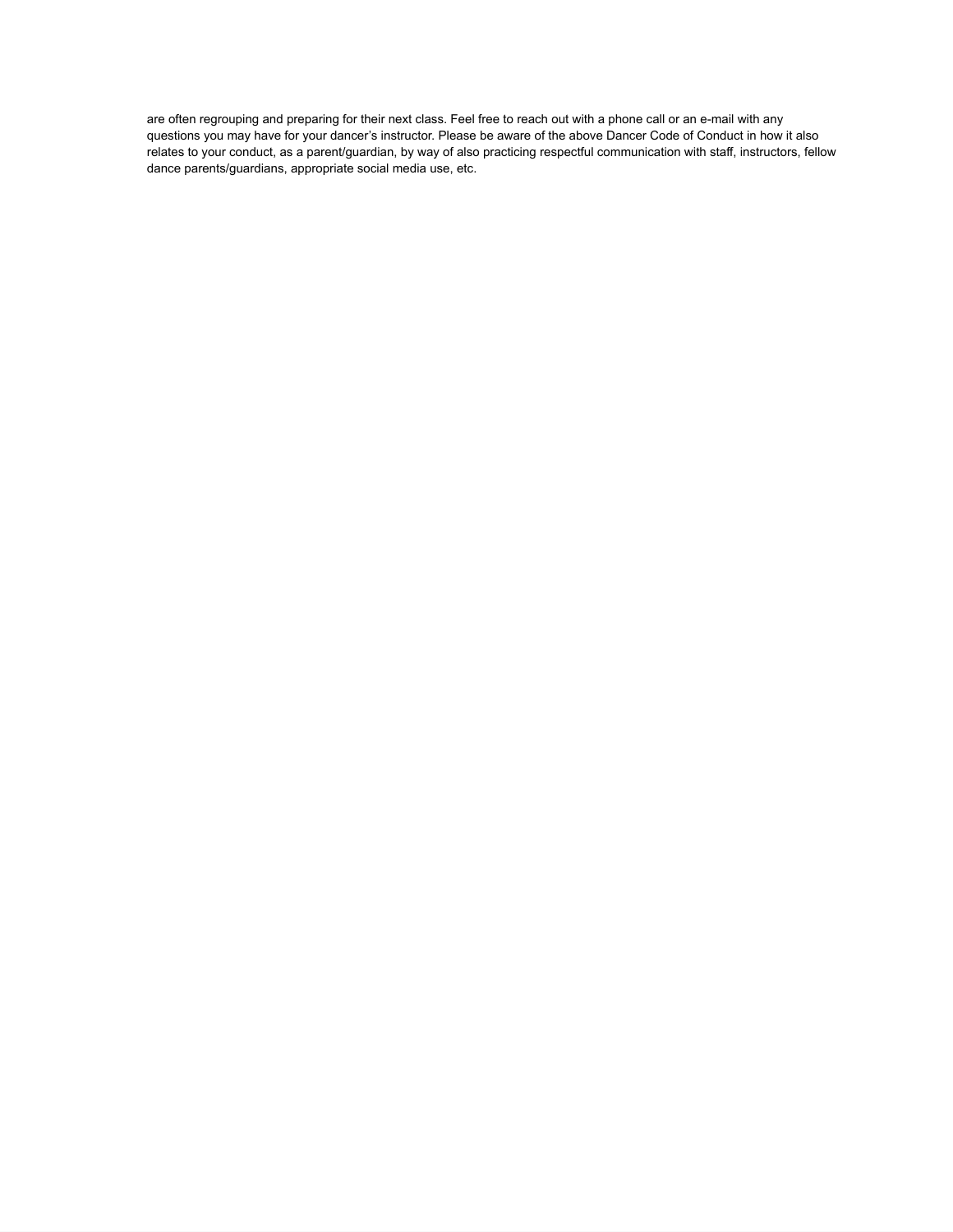are often regrouping and preparing for their next class. Feel free to reach out with a phone call or an e-mail with any questions you may have for your dancer’s instructor. Please be aware of the above Dancer Code of Conduct in how it also relates to your conduct, as a parent/guardian, by way of also practicing respectful communication with staff, instructors, fellow dance parents/guardians, appropriate social media use, etc.